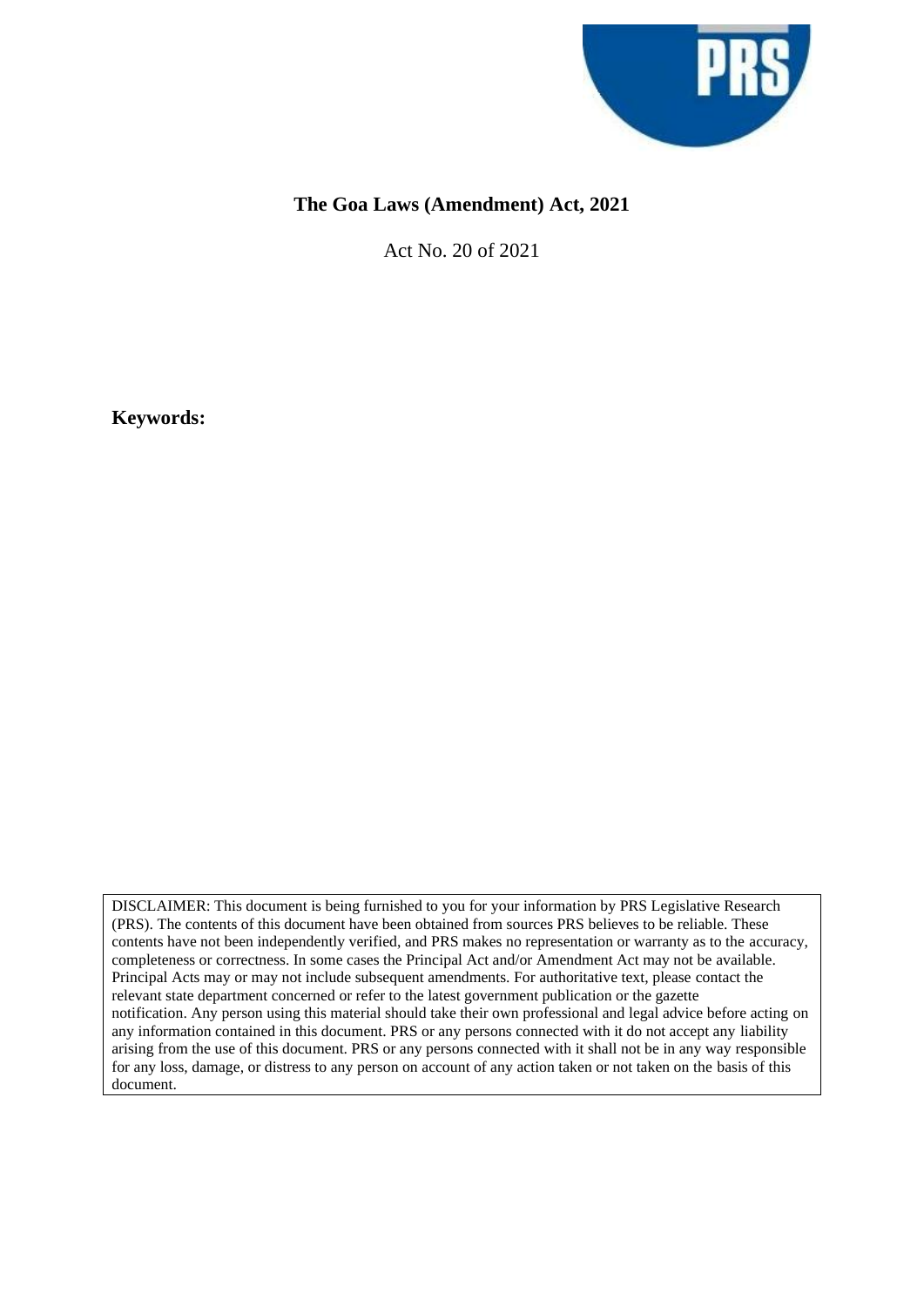# The Goa Laws (Amendment) Act, 2021

Act No. 20 of 2021

**Keywords:**

DISCLAIMER: This document is being furnished to you for your information by PRS Legislative Research (PRS). The contents of this document have been obtained from sources PRS believes to be reliable. These contents have not been independently verified, and PRS makes no representation or warranty as to the accuracy, completeness or correctness. In some cases the Principal Act and/or Amendment Act may not be available. Principal Acts may or may not include subsequent amendments. For authoritative text, please contact the relevant state department concerned or refer to the latest government publication or the gazette notification. Any person using this material should take their own professional and legal advice before acting on any information contained in this document. PRS or any persons connected with it do not accept any liability arising from the use of this document. PRS or any persons connected with it shall not be in any way responsible for any loss, damage, or distress to any person on account of any action taken or not taken on the basis of this document.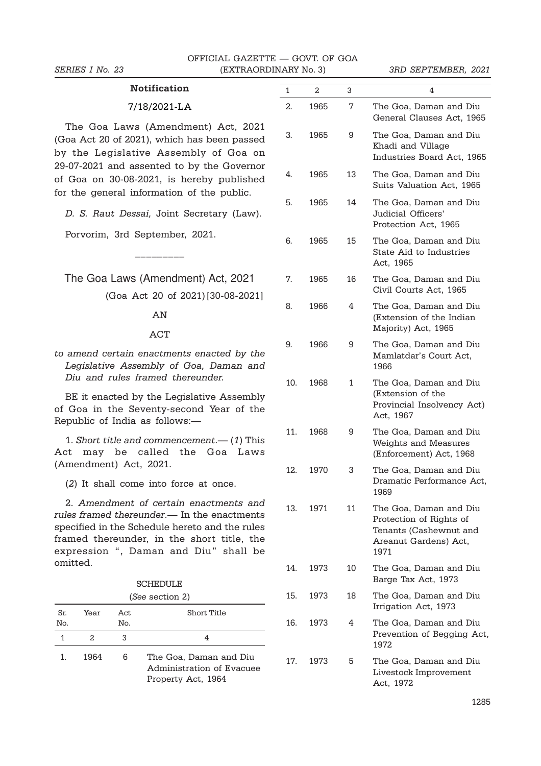## Notification

7/18/2021-LA

The Goa Laws (Amendment) Act, 2021 (Goa Act 20 of 2021), which has been passed by the Legislative Assembly of Goa on 29-07-2021 and assented to by the Governor of Goa on 30-08-2021, is hereby published for the general information of the public.

*D. S. Raut Dessai,* Joint Secretary (Law).

Porvorim, 3rd September, 2021.

---

# The Goa Laws (Amendment) Act, 2021

(Goa Act 20 of 2021) [30-08-2021]

AN

ACT

*to amend certain enactments enacted by the Legislative Assembly of Goa, Daman and Diu and rules framed thereunder.*

BE it enacted by the Legislative Assembly of Goa in the Seventy-second Year of the Republic of India as follows:—

1. *Short title and commencement.*— (*1*) This Act may be called the Goa Laws (Amendment) Act, 2021.

(*2*) It shall come into force at once.

2. *Amendment of certain enactments and rules framed thereunder.*— In the enactments specified in the Schedule hereto and the rules framed thereunder, in the short title, the expression ", Daman and Diu" shall be omitted.

SCHEDULE

(*See* section 2)

| Sr. No. | Year | Act No. | Short Title |
|---|---|---|---|
| 1 | 2 | 3 | 4 |
| 1. | 1964 | 6 | The Goa, Daman and Diu Administration of Evacuee Property Act, 1964 |
| 2. | 1965 | 7 | The Goa, Daman and Diu General Clauses Act, 1965 |
| 3. | 1965 | 9 | The Goa, Daman and Diu Khadi and Village Industries Board Act, 1965 |
| 4. | 1965 | 13 | The Goa, Daman and Diu Suits Valuation Act, 1965 |
| 5. | 1965 | 14 | The Goa, Daman and Diu Judicial Officers' Protection Act, 1965 |
| 6. | 1965 | 15 | The Goa, Daman and Diu State Aid to Industries Act, 1965 |
| 7. | 1965 | 16 | The Goa, Daman and Diu Civil Courts Act, 1965 |
| 8. | 1966 | 4 | The Goa, Daman and Diu (Extension of the Indian Majority) Act, 1965 |
| 9. | 1966 | 9 | The Goa, Daman and Diu Mamlatdar's Court Act, 1966 |
| 10. | 1968 | 1 | The Goa, Daman and Diu (Extension of the Provincial Insolvency Act) Act, 1967 |
| 11. | 1968 | 9 | The Goa, Daman and Diu Weights and Measures (Enforcement) Act, 1968 |
| 12. | 1970 | 3 | The Goa, Daman and Diu Dramatic Performance Act, 1969 |
| 13. | 1971 | 11 | The Goa, Daman and Diu Protection of Rights of Tenants (Cashewnut and Areanut Gardens) Act, 1971 |
| 14. | 1973 | 10 | The Goa, Daman and Diu Barge Tax Act, 1973 |
| 15. | 1973 | 18 | The Goa, Daman and Diu Irrigation Act, 1973 |
| 16. | 1973 | 4 | The Goa, Daman and Diu Prevention of Begging Act, 1972 |
| 17. | 1973 | 5 | The Goa, Daman and Diu Livestock Improvement Act, 1972 |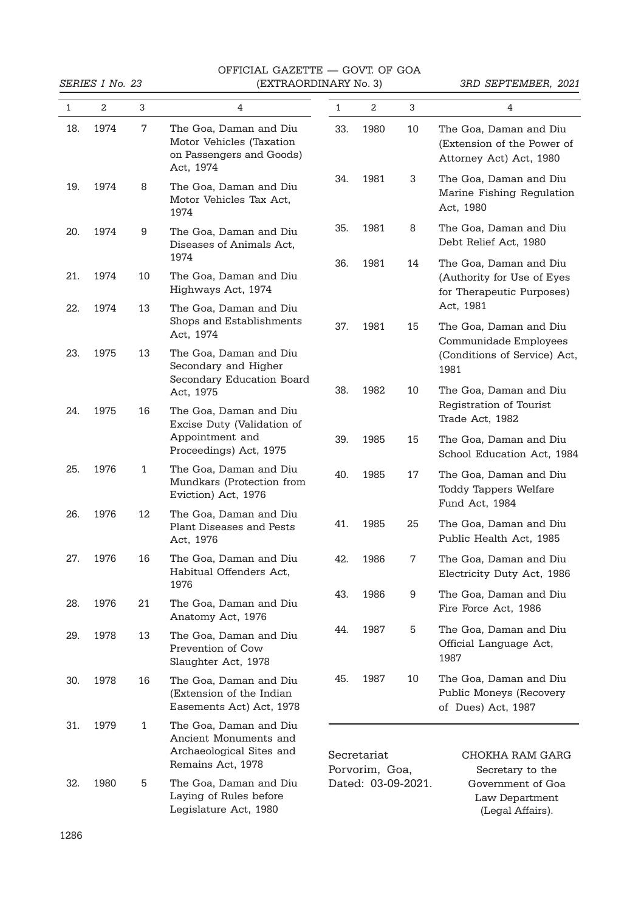| 1 | 2 | 3 | 4 |
|---|---|---|---|
| 18. | 1974 | 7 | The Goa, Daman and Diu Motor Vehicles (Taxation on Passengers and Goods) Act, 1974 |
| 19. | 1974 | 8 | The Goa, Daman and Diu Motor Vehicles Tax Act, 1974 |
| 20. | 1974 | 9 | The Goa, Daman and Diu Diseases of Animals Act, 1974 |
| 21. | 1974 | 10 | The Goa, Daman and Diu Highways Act, 1974 |
| 22. | 1974 | 13 | The Goa, Daman and Diu Shops and Establishments Act, 1974 |
| 23. | 1975 | 13 | The Goa, Daman and Diu Secondary and Higher Secondary Education Board Act, 1975 |
| 24. | 1975 | 16 | The Goa, Daman and Diu Excise Duty (Validation of Appointment and Proceedings) Act, 1975 |
| 25. | 1976 | 1 | The Goa, Daman and Diu Mundkars (Protection from Eviction) Act, 1976 |
| 26. | 1976 | 12 | The Goa, Daman and Diu Plant Diseases and Pests Act, 1976 |
| 27. | 1976 | 16 | The Goa, Daman and Diu Habitual Offenders Act, 1976 |
| 28. | 1976 | 21 | The Goa, Daman and Diu Anatomy Act, 1976 |
| 29. | 1978 | 13 | The Goa, Daman and Diu Prevention of Cow Slaughter Act, 1978 |
| 30. | 1978 | 16 | The Goa, Daman and Diu (Extension of the Indian Easements Act) Act, 1978 |
| 31. | 1979 | 1 | The Goa, Daman and Diu Ancient Monuments and Archaeological Sites and Remains Act, 1978 |
| 32. | 1980 | 5 | The Goa, Daman and Diu Laying of Rules before Legislature Act, 1980 |
| 33. | 1980 | 10 | The Goa, Daman and Diu (Extension of the Power of Attorney Act) Act, 1980 |
| 34. | 1981 | 3 | The Goa, Daman and Diu Marine Fishing Regulation Act, 1980 |
| 35. | 1981 | 8 | The Goa, Daman and Diu Debt Relief Act, 1980 |
| 36. | 1981 | 14 | The Goa, Daman and Diu (Authority for Use of Eyes for Therapeutic Purposes) Act, 1981 |
| 37. | 1981 | 15 | The Goa, Daman and Diu Communidade Employees (Conditions of Service) Act, 1981 |
| 38. | 1982 | 10 | The Goa, Daman and Diu Registration of Tourist Trade Act, 1982 |
| 39. | 1985 | 15 | The Goa, Daman and Diu School Education Act, 1984 |
| 40. | 1985 | 17 | The Goa, Daman and Diu Toddy Tappers Welfare Fund Act, 1984 |
| 41. | 1985 | 25 | The Goa, Daman and Diu Public Health Act, 1985 |
| 42. | 1986 | 7 | The Goa, Daman and Diu Electricity Duty Act, 1986 |
| 43. | 1986 | 9 | The Goa, Daman and Diu Fire Force Act, 1986 |
| 44. | 1987 | 5 | The Goa, Daman and Diu Official Language Act, 1987 |
| 45. | 1987 | 10 | The Goa, Daman and Diu Public Moneys (Recovery of Dues) Act, 1987 |

Secretariat
Porvorim, Goa,
Dated: 03-09-2021.

CHOKHA RAM GARG
Secretary to the
Government of Goa
Law Department
(Legal Affairs).